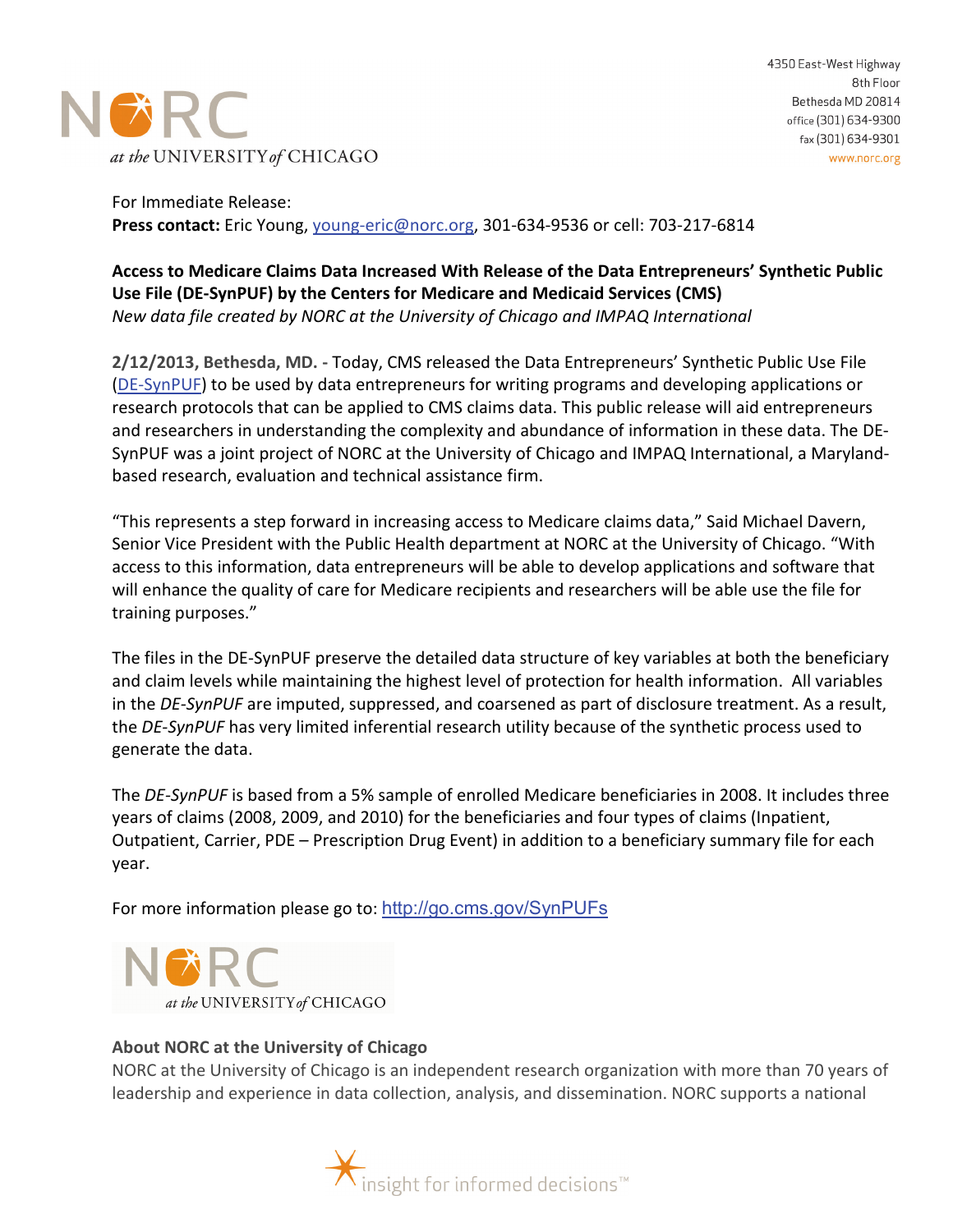4350 East-West Highway
8th Floor
Bethesda MD 20814
office (301) 634-9300
fax (301) 634-9301
www.norc.org

For Immediate Release:
**Press contact:** Eric Young, young-eric@norc.org, 301-634-9536 or cell: 703-217-6814

**Access to Medicare Claims Data Increased With Release of the Data Entrepreneurs' Synthetic Public Use File (DE-SynPUF) by the Centers for Medicare and Medicaid Services (CMS)**
*New data file created by NORC at the University of Chicago and IMPAQ International*

**2/12/2013, Bethesda, MD. -** Today, CMS released the Data Entrepreneurs' Synthetic Public Use File (DE-SynPUF) to be used by data entrepreneurs for writing programs and developing applications or research protocols that can be applied to CMS claims data. This public release will aid entrepreneurs and researchers in understanding the complexity and abundance of information in these data. The DE-SynPUF was a joint project of NORC at the University of Chicago and IMPAQ International, a Maryland-based research, evaluation and technical assistance firm.

"This represents a step forward in increasing access to Medicare claims data," Said Michael Davern, Senior Vice President with the Public Health department at NORC at the University of Chicago. "With access to this information, data entrepreneurs will be able to develop applications and software that will enhance the quality of care for Medicare recipients and researchers will be able use the file for training purposes."

The files in the DE-SynPUF preserve the detailed data structure of key variables at both the beneficiary and claim levels while maintaining the highest level of protection for health information. All variables in the *DE-SynPUF* are imputed, suppressed, and coarsened as part of disclosure treatment. As a result, the *DE-SynPUF* has very limited inferential research utility because of the synthetic process used to generate the data.

The *DE-SynPUF* is based from a 5% sample of enrolled Medicare beneficiaries in 2008. It includes three years of claims (2008, 2009, and 2010) for the beneficiaries and four types of claims (Inpatient, Outpatient, Carrier, PDE – Prescription Drug Event) in addition to a beneficiary summary file for each year.

For more information please go to: http://go.cms.gov/SynPUFs

### About NORC at the University of Chicago

NORC at the University of Chicago is an independent research organization with more than 70 years of leadership and experience in data collection, analysis, and dissemination. NORC supports a national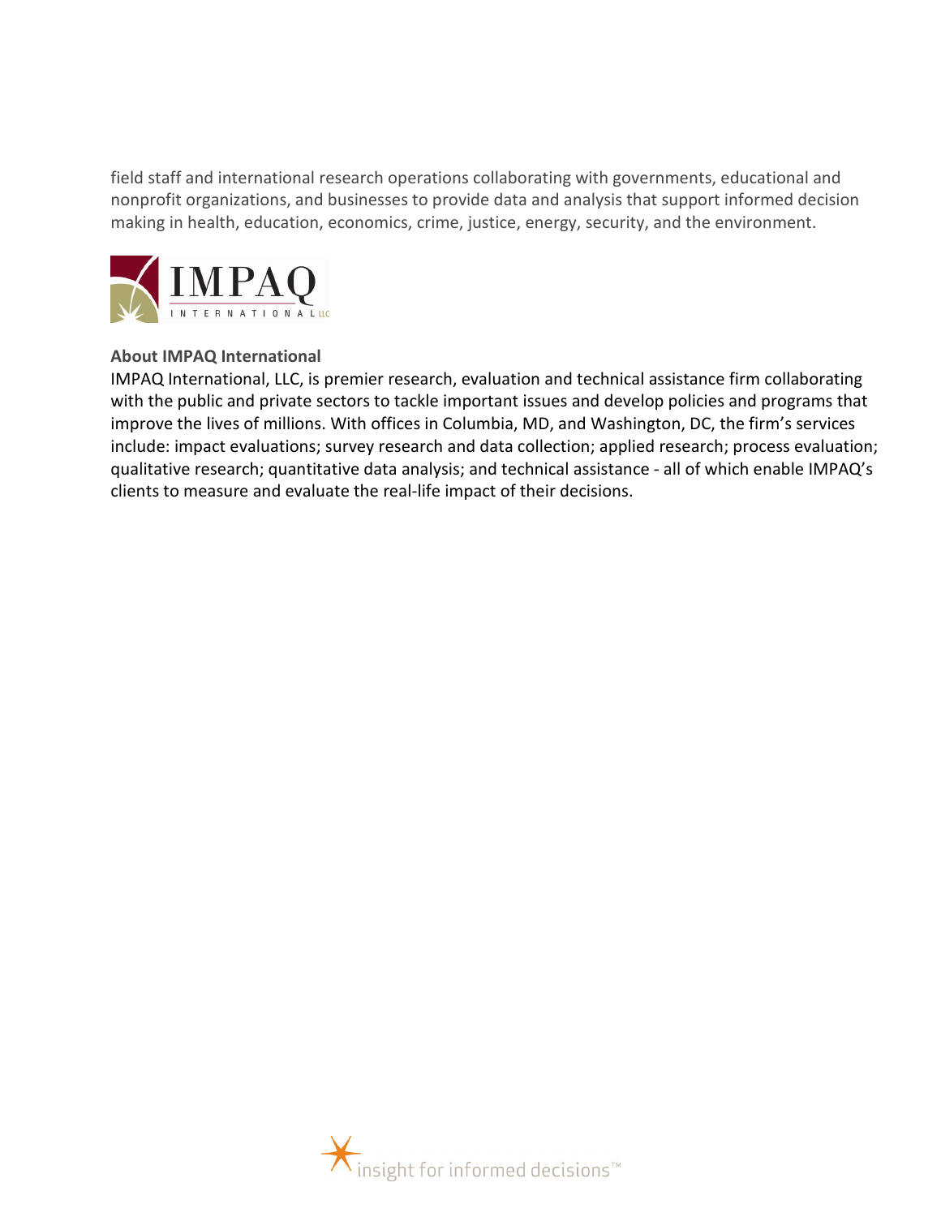field staff and international research operations collaborating with governments, educational and nonprofit organizations, and businesses to provide data and analysis that support informed decision making in health, education, economics, crime, justice, energy, security, and the environment.

**About IMPAQ International**

IMPAQ International, LLC, is premier research, evaluation and technical assistance firm collaborating with the public and private sectors to tackle important issues and develop policies and programs that improve the lives of millions. With offices in Columbia, MD, and Washington, DC, the firm's services include: impact evaluations; survey research and data collection; applied research; process evaluation; qualitative research; quantitative data analysis; and technical assistance - all of which enable IMPAQ's clients to measure and evaluate the real-life impact of their decisions.